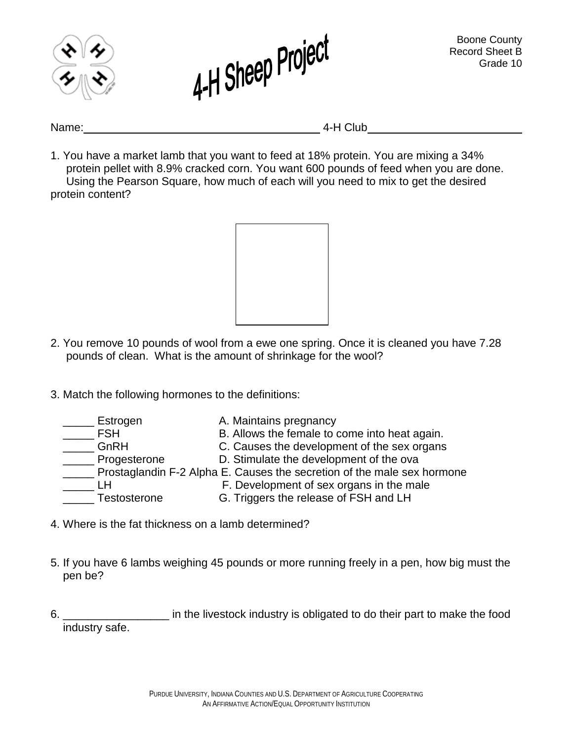# 4-H Sheep Project

Boone County
Record Sheet B
Grade 10

Name:_______________________________________ 4-H Club_________________________

1. You have a market lamb that you want to feed at 18% protein. You are mixing a 34% protein pellet with 8.9% cracked corn. You want 600 pounds of feed when you are done. Using the Pearson Square, how much of each will you need to mix to get the desired protein content?

2. You remove 10 pounds of wool from a ewe one spring. Once it is cleaned you have 7.28 pounds of clean. What is the amount of shrinkage for the wool?

3. Match the following hormones to the definitions:

_____ Estrogen A. Maintains pregnancy
_____ FSH B. Allows the female to come into heat again.
_____ GnRH C. Causes the development of the sex organs
_____ Progesterone D. Stimulate the development of the ova
_____ Prostaglandin F-2 Alpha E. Causes the secretion of the male sex hormone
_____ LH F. Development of sex organs in the male
_____ Testosterone G. Triggers the release of FSH and LH

4. Where is the fat thickness on a lamb determined?

5. If you have 6 lambs weighing 45 pounds or more running freely in a pen, how big must the pen be?

6. _________________ in the livestock industry is obligated to do their part to make the food industry safe.

PURDUE UNIVERSITY, INDIANA COUNTIES AND U.S. DEPARTMENT OF AGRICULTURE COOPERATING
AN AFFIRMATIVE ACTION/EQUAL OPPORTUNITY INSTITUTION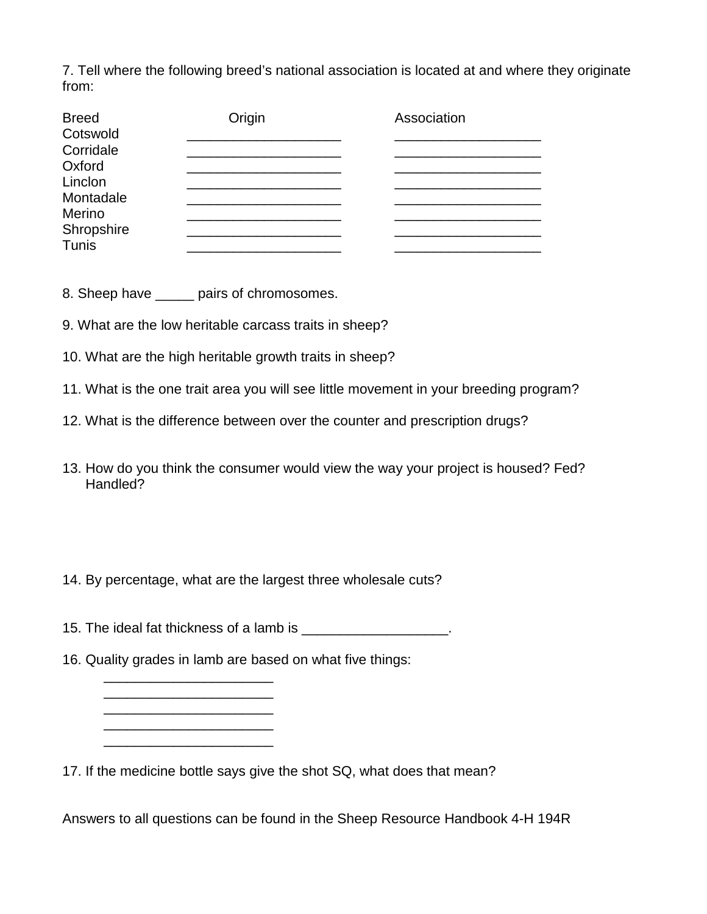7. Tell where the following breed's national association is located at and where they originate from:

| Breed | Origin | Association |
|---|---|---|
| Cotswold | ____________________ | ___________________ |
| Corridale | ____________________ | ___________________ |
| Oxford | ____________________ | ___________________ |
| Linclon | ____________________ | ___________________ |
| Montadale | ____________________ | ___________________ |
| Merino | ____________________ | ___________________ |
| Shropshire | ____________________ | ___________________ |
| Tunis | ____________________ | ___________________ |

8. Sheep have _____ pairs of chromosomes.

9. What are the low heritable carcass traits in sheep?

10. What are the high heritable growth traits in sheep?

11. What is the one trait area you will see little movement in your breeding program?

12. What is the difference between over the counter and prescription drugs?

13. How do you think the consumer would view the way your project is housed? Fed? Handled?

14. By percentage, what are the largest three wholesale cuts?

15. The ideal fat thickness of a lamb is ___________________.

16. Quality grades in lamb are based on what five things:

______________________
______________________
______________________
______________________
______________________

17. If the medicine bottle says give the shot SQ, what does that mean?

Answers to all questions can be found in the Sheep Resource Handbook 4-H 194R